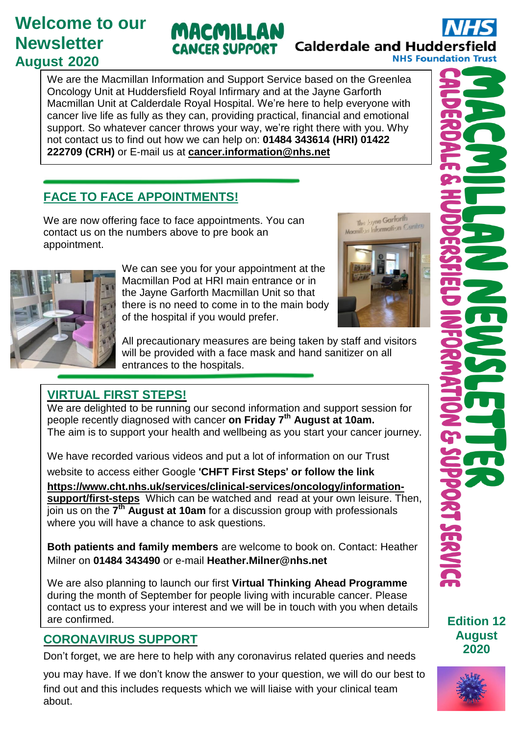# Welcome to our Newsletter
## August 2020

MACMILLAN CANCER SUPPORT

NHS Calderdale and Huddersfield NHS Foundation Trust

We are the Macmillan Information and Support Service based on the Greenlea Oncology Unit at Huddersfield Royal Infirmary and at the Jayne Garforth Macmillan Unit at Calderdale Royal Hospital. We're here to help everyone with cancer live life as fully as they can, providing practical, financial and emotional support. So whatever cancer throws your way, we're right there with you. Why not contact us to find out how we can help on: **01484 343614 (HRI) 01422 222709 (CRH)** or E-mail us at **cancer.information@nhs.net**

## FACE TO FACE APPOINTMENTS!

We are now offering face to face appointments. You can contact us on the numbers above to pre book an appointment.

We can see you for your appointment at the Macmillan Pod at HRI main entrance or in the Jayne Garforth Macmillan Unit so that there is no need to come in to the main body of the hospital if you would prefer.

All precautionary measures are being taken by staff and visitors will be provided with a face mask and hand sanitizer on all entrances to the hospitals.

## VIRTUAL FIRST STEPS!

We are delighted to be running our second information and support session for people recently diagnosed with cancer **on Friday 7th August at 10am.**
The aim is to support your health and wellbeing as you start your cancer journey.

We have recorded various videos and put a lot of information on our Trust website to access either Google **'CHFT First Steps' or follow the link https://www.cht.nhs.uk/services/clinical-services/oncology/information-support/first-steps** Which can be watched and read at your own leisure. Then, join us on the **7th August at 10am** for a discussion group with professionals where you will have a chance to ask questions.

**Both patients and family members** are welcome to book on. Contact: Heather Milner on **01484 343490** or e-mail **Heather.Milner@nhs.net**

We are also planning to launch our first **Virtual Thinking Ahead Programme** during the month of September for people living with incurable cancer. Please contact us to express your interest and we will be in touch with you when details are confirmed.

## CORONAVIRUS SUPPORT

Don't forget, we are here to help with any coronavirus related queries and needs you may have. If we don't know the answer to your question, we will do our best to find out and this includes requests which we will liaise with your clinical team about.

MACMILLAN NEWSLETTER

CALDERDALE & HUDDERSFIELD INFORMATION & SUPPORT SERVICE

**Edition 12 August 2020**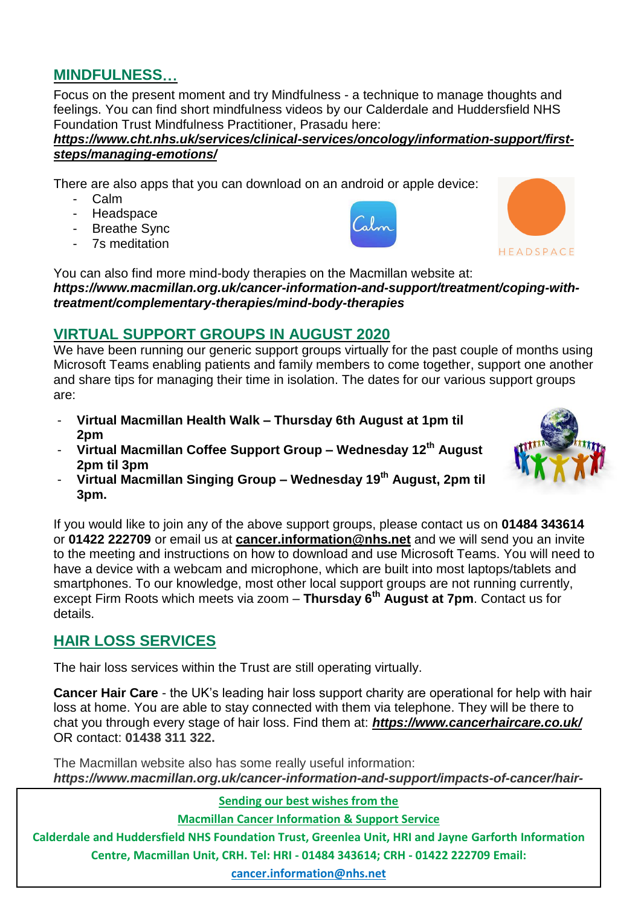## MINDFULNESS…

Focus on the present moment and try Mindfulness - a technique to manage thoughts and feelings. You can find short mindfulness videos by our Calderdale and Huddersfield NHS Foundation Trust Mindfulness Practitioner, Prasadu here:
***https://www.cht.nhs.uk/services/clinical-services/oncology/information-support/first-steps/managing-emotions/***

There are also apps that you can download on an android or apple device:

- Calm
- Headspace
- Breathe Sync
- 7s meditation

You can also find more mind-body therapies on the Macmillan website at:
***https://www.macmillan.org.uk/cancer-information-and-support/treatment/coping-with-treatment/complementary-therapies/mind-body-therapies***

## VIRTUAL SUPPORT GROUPS IN AUGUST 2020

We have been running our generic support groups virtually for the past couple of months using Microsoft Teams enabling patients and family members to come together, support one another and share tips for managing their time in isolation. The dates for our various support groups are:

- **Virtual Macmillan Health Walk – Thursday 6th August at 1pm til 2pm**
- **Virtual Macmillan Coffee Support Group – Wednesday 12th August 2pm til 3pm**
- **Virtual Macmillan Singing Group – Wednesday 19th August, 2pm til 3pm.**

If you would like to join any of the above support groups, please contact us on **01484 343614** or **01422 222709** or email us at **cancer.information@nhs.net** and we will send you an invite to the meeting and instructions on how to download and use Microsoft Teams. You will need to have a device with a webcam and microphone, which are built into most laptops/tablets and smartphones. To our knowledge, most other local support groups are not running currently, except Firm Roots which meets via zoom – **Thursday 6th August at 7pm**. Contact us for details.

## HAIR LOSS SERVICES

The hair loss services within the Trust are still operating virtually.

**Cancer Hair Care** - the UK's leading hair loss support charity are operational for help with hair loss at home. You are able to stay connected with them via telephone. They will be there to chat you through every stage of hair loss. Find them at: ***https://www.cancerhaircare.co.uk/*** OR contact: **01438 311 322.**

The Macmillan website also has some really useful information:
***https://www.macmillan.org.uk/cancer-information-and-support/impacts-of-cancer/hair-***

**Sending our best wishes from the**
**Macmillan Cancer Information & Support Service**
**Calderdale and Huddersfield NHS Foundation Trust, Greenlea Unit, HRI and Jayne Garforth Information Centre, Macmillan Unit, CRH. Tel: HRI - 01484 343614; CRH - 01422 222709 Email:**
**cancer.information@nhs.net**